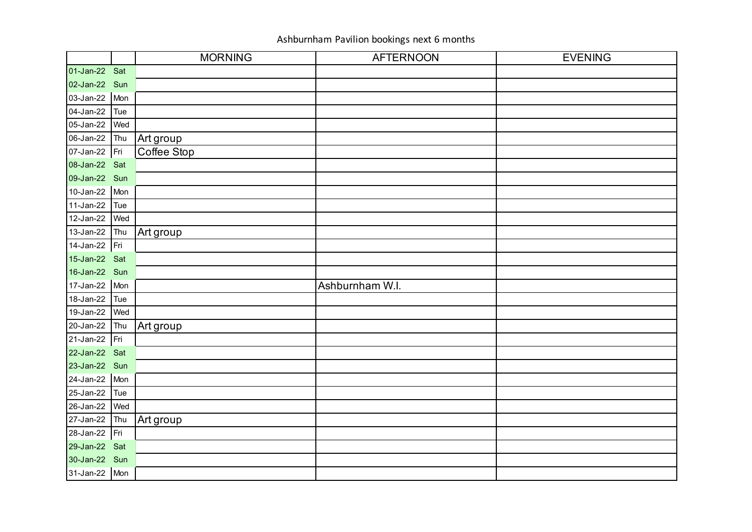Ashburnham Pavilion bookings next 6 months

| | | MORNING | AFTERNOON | EVENING |
|---|---|---|---|---|
| 01-Jan-22 | Sat | | | |
| 02-Jan-22 | Sun | | | |
| 03-Jan-22 | Mon | | | |
| 04-Jan-22 | Tue | | | |
| 05-Jan-22 | Wed | | | |
| 06-Jan-22 | Thu | Art group | | |
| 07-Jan-22 | Fri | Coffee Stop | | |
| 08-Jan-22 | Sat | | | |
| 09-Jan-22 | Sun | | | |
| 10-Jan-22 | Mon | | | |
| 11-Jan-22 | Tue | | | |
| 12-Jan-22 | Wed | | | |
| 13-Jan-22 | Thu | Art group | | |
| 14-Jan-22 | Fri | | | |
| 15-Jan-22 | Sat | | | |
| 16-Jan-22 | Sun | | | |
| 17-Jan-22 | Mon | | Ashburnham W.I. | |
| 18-Jan-22 | Tue | | | |
| 19-Jan-22 | Wed | | | |
| 20-Jan-22 | Thu | Art group | | |
| 21-Jan-22 | Fri | | | |
| 22-Jan-22 | Sat | | | |
| 23-Jan-22 | Sun | | | |
| 24-Jan-22 | Mon | | | |
| 25-Jan-22 | Tue | | | |
| 26-Jan-22 | Wed | | | |
| 27-Jan-22 | Thu | Art group | | |
| 28-Jan-22 | Fri | | | |
| 29-Jan-22 | Sat | | | |
| 30-Jan-22 | Sun | | | |
| 31-Jan-22 | Mon | | | |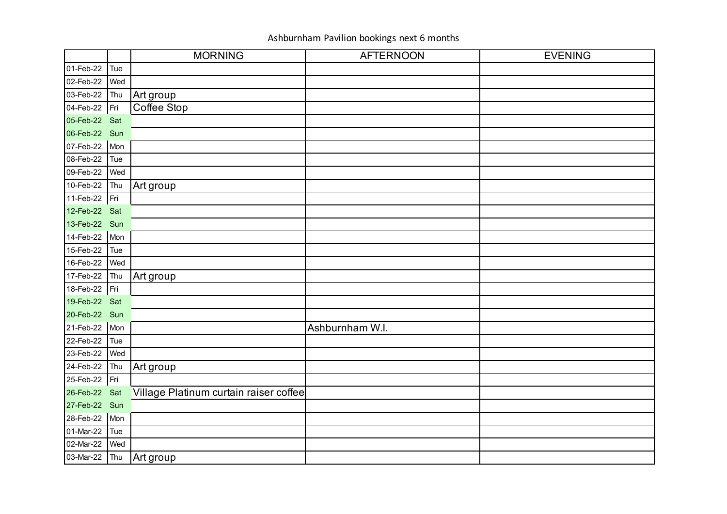Ashburnham Pavilion bookings next 6 months

| | | MORNING | AFTERNOON | EVENING |
|---|---|---|---|---|
| 01-Feb-22 | Tue | | | |
| 02-Feb-22 | Wed | | | |
| 03-Feb-22 | Thu | Art group | | |
| 04-Feb-22 | Fri | Coffee Stop | | |
| 05-Feb-22 | Sat | | | |
| 06-Feb-22 | Sun | | | |
| 07-Feb-22 | Mon | | | |
| 08-Feb-22 | Tue | | | |
| 09-Feb-22 | Wed | | | |
| 10-Feb-22 | Thu | Art group | | |
| 11-Feb-22 | Fri | | | |
| 12-Feb-22 | Sat | | | |
| 13-Feb-22 | Sun | | | |
| 14-Feb-22 | Mon | | | |
| 15-Feb-22 | Tue | | | |
| 16-Feb-22 | Wed | | | |
| 17-Feb-22 | Thu | Art group | | |
| 18-Feb-22 | Fri | | | |
| 19-Feb-22 | Sat | | | |
| 20-Feb-22 | Sun | | | |
| 21-Feb-22 | Mon | | Ashburnham W.I. | |
| 22-Feb-22 | Tue | | | |
| 23-Feb-22 | Wed | | | |
| 24-Feb-22 | Thu | Art group | | |
| 25-Feb-22 | Fri | | | |
| 26-Feb-22 | Sat | Village Platinum curtain raiser coffee | | |
| 27-Feb-22 | Sun | | | |
| 28-Feb-22 | Mon | | | |
| 01-Mar-22 | Tue | | | |
| 02-Mar-22 | Wed | | | |
| 03-Mar-22 | Thu | Art group | | |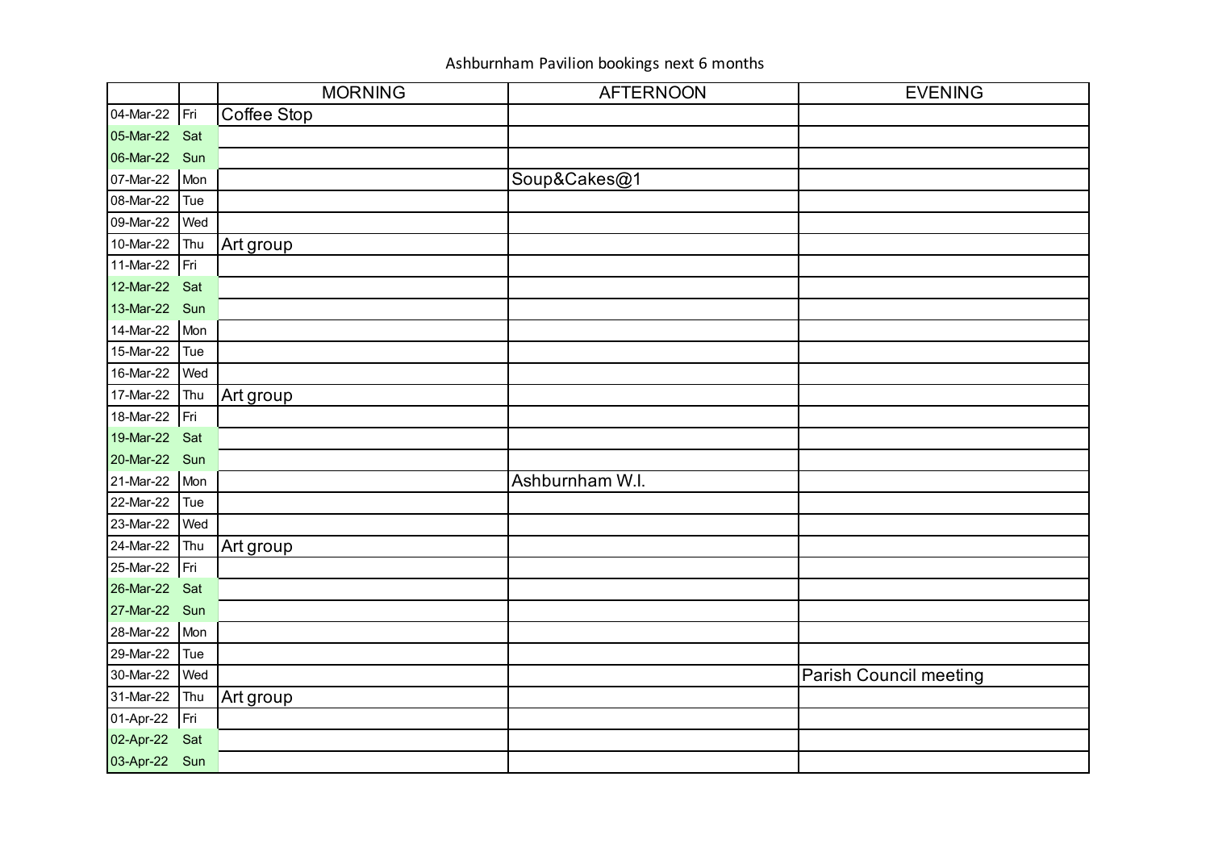Ashburnham Pavilion bookings next 6 months

| | | MORNING | AFTERNOON | EVENING |
|---|---|---|---|---|
| 04-Mar-22 | Fri | Coffee Stop | | |
| 05-Mar-22 | Sat | | | |
| 06-Mar-22 | Sun | | | |
| 07-Mar-22 | Mon | | Soup&Cakes@1 | |
| 08-Mar-22 | Tue | | | |
| 09-Mar-22 | Wed | | | |
| 10-Mar-22 | Thu | Art group | | |
| 11-Mar-22 | Fri | | | |
| 12-Mar-22 | Sat | | | |
| 13-Mar-22 | Sun | | | |
| 14-Mar-22 | Mon | | | |
| 15-Mar-22 | Tue | | | |
| 16-Mar-22 | Wed | | | |
| 17-Mar-22 | Thu | Art group | | |
| 18-Mar-22 | Fri | | | |
| 19-Mar-22 | Sat | | | |
| 20-Mar-22 | Sun | | | |
| 21-Mar-22 | Mon | | Ashburnham W.I. | |
| 22-Mar-22 | Tue | | | |
| 23-Mar-22 | Wed | | | |
| 24-Mar-22 | Thu | Art group | | |
| 25-Mar-22 | Fri | | | |
| 26-Mar-22 | Sat | | | |
| 27-Mar-22 | Sun | | | |
| 28-Mar-22 | Mon | | | |
| 29-Mar-22 | Tue | | | |
| 30-Mar-22 | Wed | | | Parish Council meeting |
| 31-Mar-22 | Thu | Art group | | |
| 01-Apr-22 | Fri | | | |
| 02-Apr-22 | Sat | | | |
| 03-Apr-22 | Sun | | | |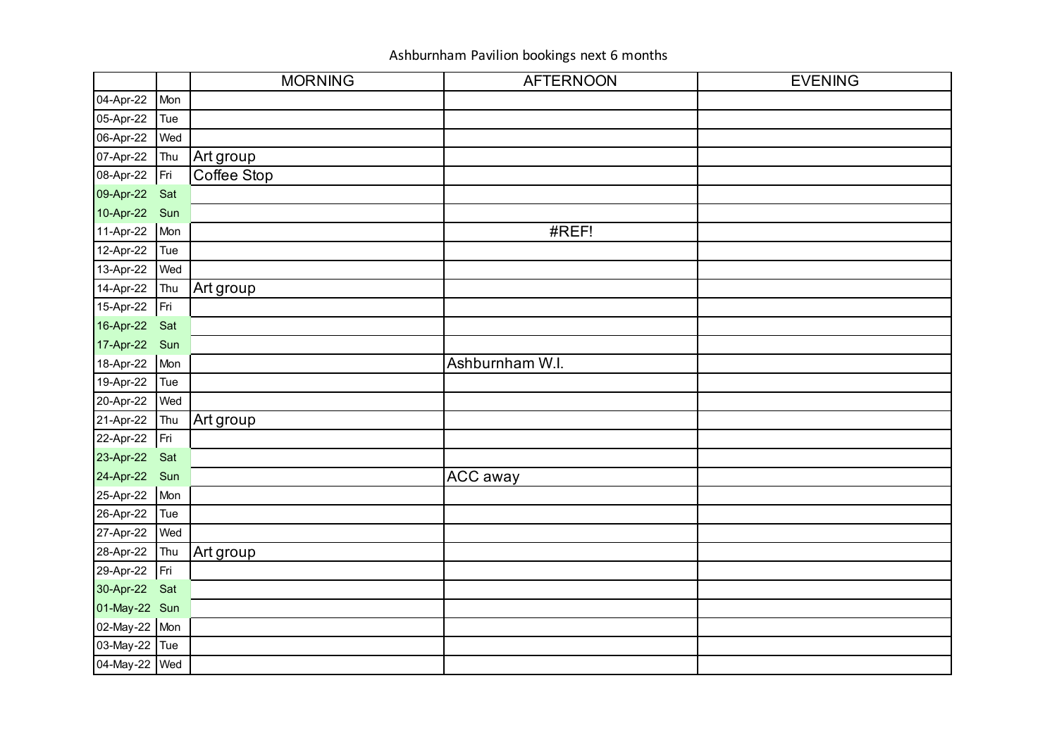Ashburnham Pavilion bookings next 6 months

| | | MORNING | AFTERNOON | EVENING |
|---|---|---|---|---|
| 04-Apr-22 | Mon | | | |
| 05-Apr-22 | Tue | | | |
| 06-Apr-22 | Wed | | | |
| 07-Apr-22 | Thu | Art group | | |
| 08-Apr-22 | Fri | Coffee Stop | | |
| 09-Apr-22 | Sat | | | |
| 10-Apr-22 | Sun | | | |
| 11-Apr-22 | Mon | | #REF! | |
| 12-Apr-22 | Tue | | | |
| 13-Apr-22 | Wed | | | |
| 14-Apr-22 | Thu | Art group | | |
| 15-Apr-22 | Fri | | | |
| 16-Apr-22 | Sat | | | |
| 17-Apr-22 | Sun | | | |
| 18-Apr-22 | Mon | | Ashburnham W.I. | |
| 19-Apr-22 | Tue | | | |
| 20-Apr-22 | Wed | | | |
| 21-Apr-22 | Thu | Art group | | |
| 22-Apr-22 | Fri | | | |
| 23-Apr-22 | Sat | | | |
| 24-Apr-22 | Sun | | ACC away | |
| 25-Apr-22 | Mon | | | |
| 26-Apr-22 | Tue | | | |
| 27-Apr-22 | Wed | | | |
| 28-Apr-22 | Thu | Art group | | |
| 29-Apr-22 | Fri | | | |
| 30-Apr-22 | Sat | | | |
| 01-May-22 | Sun | | | |
| 02-May-22 | Mon | | | |
| 03-May-22 | Tue | | | |
| 04-May-22 | Wed | | | |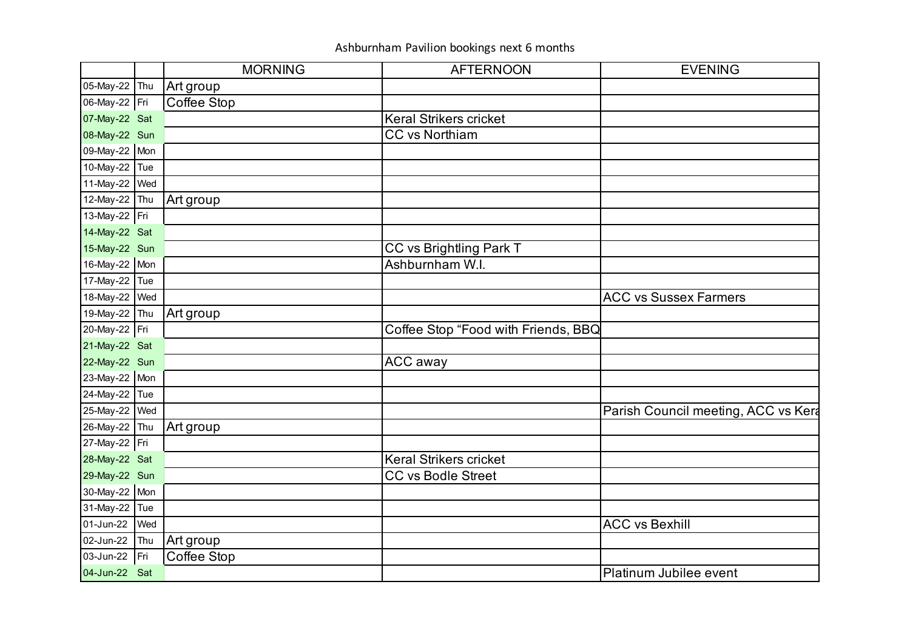Ashburnham Pavilion bookings next 6 months

| | | MORNING | AFTERNOON | EVENING |
|---|---|---|---|---|
| 05-May-22 | Thu | Art group | | |
| 06-May-22 | Fri | Coffee Stop | | |
| 07-May-22 | Sat | | Keral Strikers cricket | |
| 08-May-22 | Sun | | CC vs Northiam | |
| 09-May-22 | Mon | | | |
| 10-May-22 | Tue | | | |
| 11-May-22 | Wed | | | |
| 12-May-22 | Thu | Art group | | |
| 13-May-22 | Fri | | | |
| 14-May-22 | Sat | | | |
| 15-May-22 | Sun | | CC vs Brightling Park T | |
| 16-May-22 | Mon | | Ashburnham W.I. | |
| 17-May-22 | Tue | | | |
| 18-May-22 | Wed | | | ACC vs Sussex Farmers |
| 19-May-22 | Thu | Art group | | |
| 20-May-22 | Fri | | Coffee Stop "Food with Friends, BBQ | |
| 21-May-22 | Sat | | | |
| 22-May-22 | Sun | | ACC away | |
| 23-May-22 | Mon | | | |
| 24-May-22 | Tue | | | |
| 25-May-22 | Wed | | | Parish Council meeting, ACC vs Kera |
| 26-May-22 | Thu | Art group | | |
| 27-May-22 | Fri | | | |
| 28-May-22 | Sat | | Keral Strikers cricket | |
| 29-May-22 | Sun | | CC vs Bodle Street | |
| 30-May-22 | Mon | | | |
| 31-May-22 | Tue | | | |
| 01-Jun-22 | Wed | | | ACC vs Bexhill |
| 02-Jun-22 | Thu | Art group | | |
| 03-Jun-22 | Fri | Coffee Stop | | |
| 04-Jun-22 | Sat | | | Platinum Jubilee event |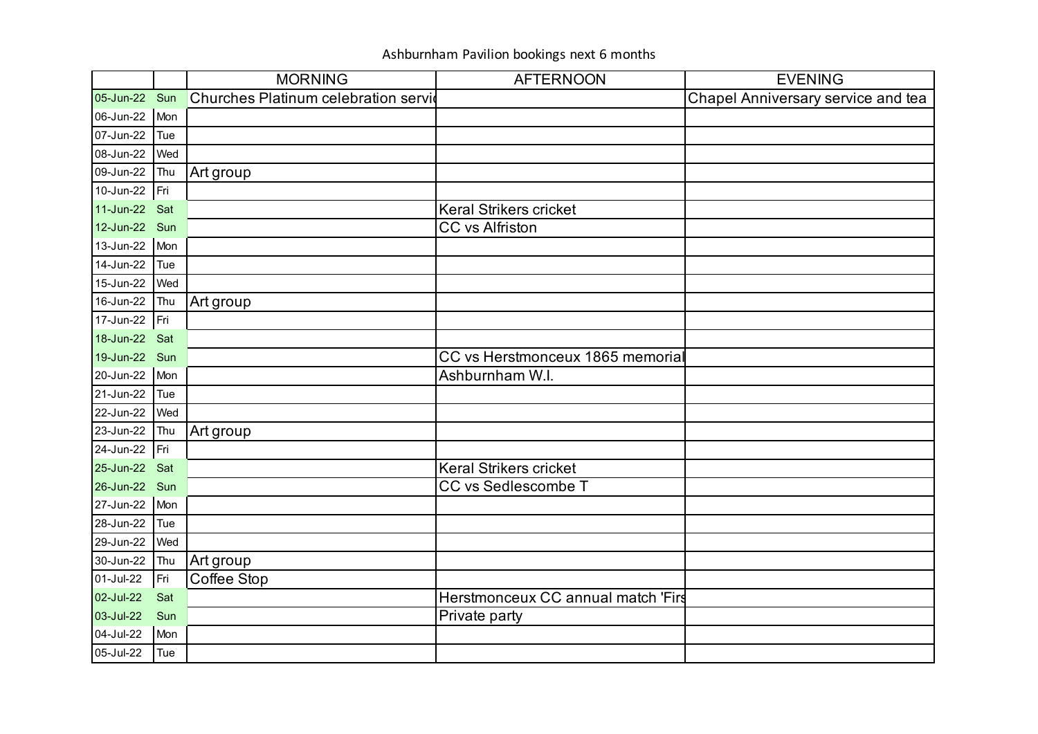Ashburnham Pavilion bookings next 6 months

| | | MORNING | AFTERNOON | EVENING |
|---|---|---|---|---|
| 05-Jun-22 | Sun | Churches Platinum celebration servic | | Chapel Anniversary service and tea |
| 06-Jun-22 | Mon | | | |
| 07-Jun-22 | Tue | | | |
| 08-Jun-22 | Wed | | | |
| 09-Jun-22 | Thu | Art group | | |
| 10-Jun-22 | Fri | | | |
| 11-Jun-22 | Sat | | Keral Strikers cricket | |
| 12-Jun-22 | Sun | | CC vs Alfriston | |
| 13-Jun-22 | Mon | | | |
| 14-Jun-22 | Tue | | | |
| 15-Jun-22 | Wed | | | |
| 16-Jun-22 | Thu | Art group | | |
| 17-Jun-22 | Fri | | | |
| 18-Jun-22 | Sat | | | |
| 19-Jun-22 | Sun | | CC vs Herstmonceux 1865 memorial | |
| 20-Jun-22 | Mon | | Ashburnham W.I. | |
| 21-Jun-22 | Tue | | | |
| 22-Jun-22 | Wed | | | |
| 23-Jun-22 | Thu | Art group | | |
| 24-Jun-22 | Fri | | | |
| 25-Jun-22 | Sat | | Keral Strikers cricket | |
| 26-Jun-22 | Sun | | CC vs Sedlescombe T | |
| 27-Jun-22 | Mon | | | |
| 28-Jun-22 | Tue | | | |
| 29-Jun-22 | Wed | | | |
| 30-Jun-22 | Thu | Art group | | |
| 01-Jul-22 | Fri | Coffee Stop | | |
| 02-Jul-22 | Sat | | Herstmonceux CC annual match 'Firs | |
| 03-Jul-22 | Sun | | Private party | |
| 04-Jul-22 | Mon | | | |
| 05-Jul-22 | Tue | | | |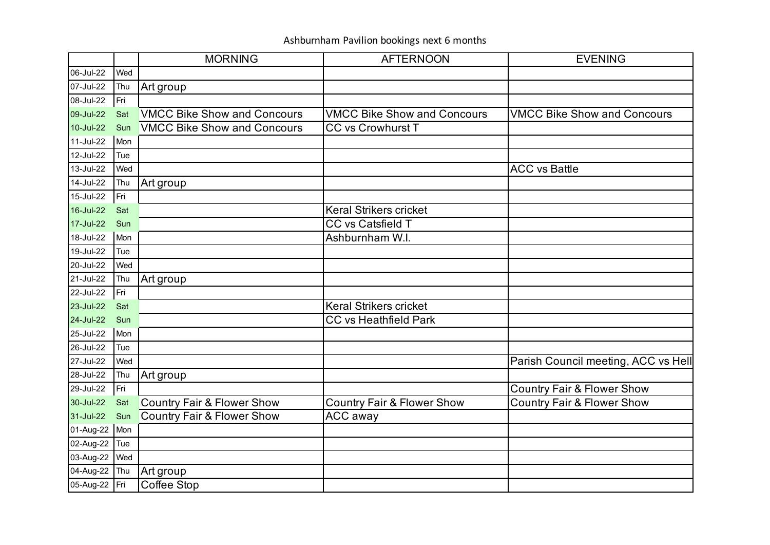Ashburnham Pavilion bookings next 6 months

| | | MORNING | AFTERNOON | EVENING |
|---|---|---|---|---|
| 06-Jul-22 | Wed | | | |
| 07-Jul-22 | Thu | Art group | | |
| 08-Jul-22 | Fri | | | |
| 09-Jul-22 | Sat | VMCC Bike Show and Concours | VMCC Bike Show and Concours | VMCC Bike Show and Concours |
| 10-Jul-22 | Sun | VMCC Bike Show and Concours | CC vs Crowhurst T | |
| 11-Jul-22 | Mon | | | |
| 12-Jul-22 | Tue | | | |
| 13-Jul-22 | Wed | | | ACC vs Battle |
| 14-Jul-22 | Thu | Art group | | |
| 15-Jul-22 | Fri | | | |
| 16-Jul-22 | Sat | | Keral Strikers cricket | |
| 17-Jul-22 | Sun | | CC vs Catsfield T | |
| 18-Jul-22 | Mon | | Ashburnham W.I. | |
| 19-Jul-22 | Tue | | | |
| 20-Jul-22 | Wed | | | |
| 21-Jul-22 | Thu | Art group | | |
| 22-Jul-22 | Fri | | | |
| 23-Jul-22 | Sat | | Keral Strikers cricket | |
| 24-Jul-22 | Sun | | CC vs Heathfield Park | |
| 25-Jul-22 | Mon | | | |
| 26-Jul-22 | Tue | | | |
| 27-Jul-22 | Wed | | | Parish Council meeting, ACC vs Hell |
| 28-Jul-22 | Thu | Art group | | |
| 29-Jul-22 | Fri | | | Country Fair & Flower Show |
| 30-Jul-22 | Sat | Country Fair & Flower Show | Country Fair & Flower Show | Country Fair & Flower Show |
| 31-Jul-22 | Sun | Country Fair & Flower Show | ACC away | |
| 01-Aug-22 | Mon | | | |
| 02-Aug-22 | Tue | | | |
| 03-Aug-22 | Wed | | | |
| 04-Aug-22 | Thu | Art group | | |
| 05-Aug-22 | Fri | Coffee Stop | | |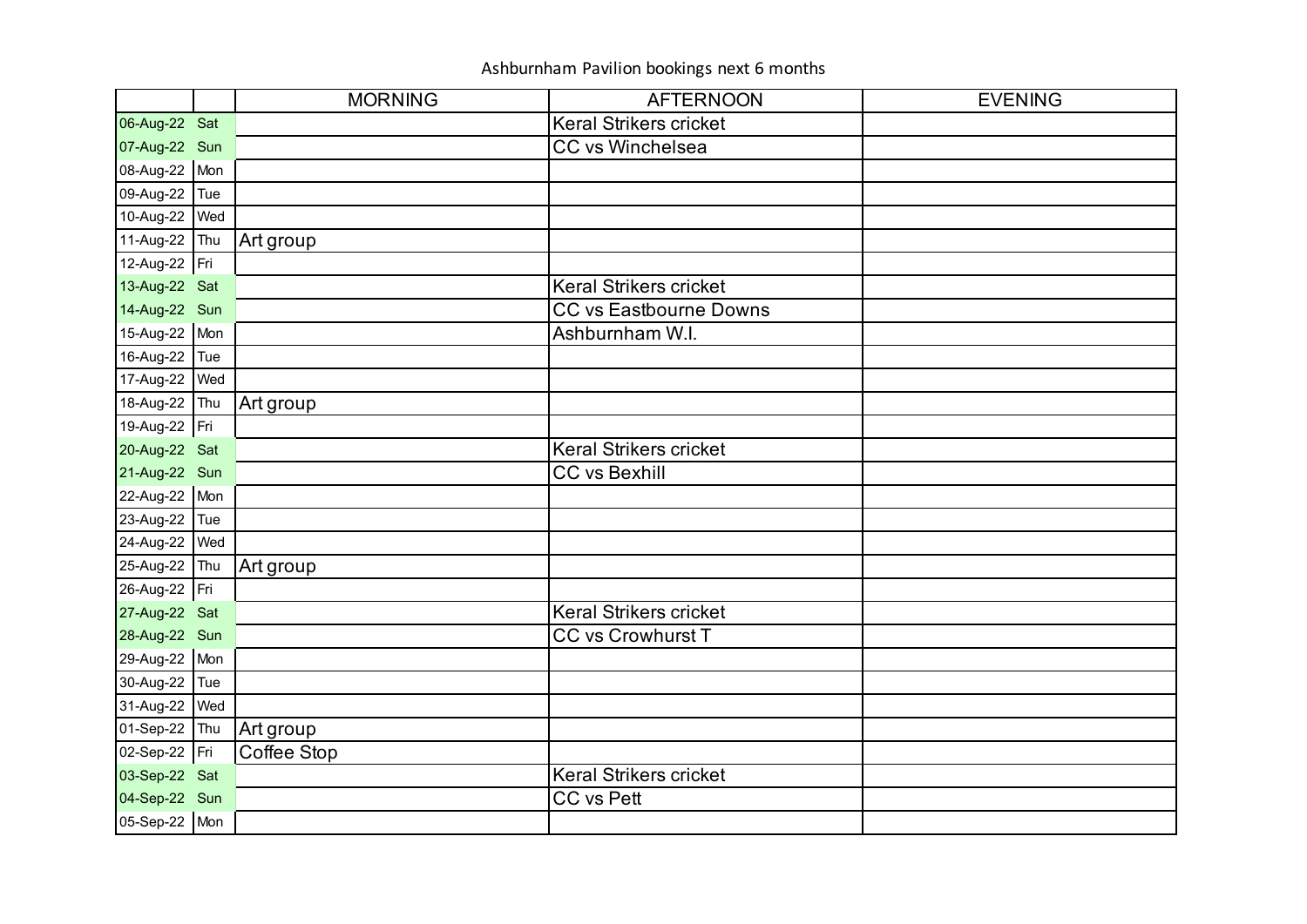Ashburnham Pavilion bookings next 6 months

| | | MORNING | AFTERNOON | EVENING |
|---|---|---|---|---|
| 06-Aug-22 | Sat | | Keral Strikers cricket | |
| 07-Aug-22 | Sun | | CC vs Winchelsea | |
| 08-Aug-22 | Mon | | | |
| 09-Aug-22 | Tue | | | |
| 10-Aug-22 | Wed | | | |
| 11-Aug-22 | Thu | Art group | | |
| 12-Aug-22 | Fri | | | |
| 13-Aug-22 | Sat | | Keral Strikers cricket | |
| 14-Aug-22 | Sun | | CC vs Eastbourne Downs | |
| 15-Aug-22 | Mon | | Ashburnham W.I. | |
| 16-Aug-22 | Tue | | | |
| 17-Aug-22 | Wed | | | |
| 18-Aug-22 | Thu | Art group | | |
| 19-Aug-22 | Fri | | | |
| 20-Aug-22 | Sat | | Keral Strikers cricket | |
| 21-Aug-22 | Sun | | CC vs Bexhill | |
| 22-Aug-22 | Mon | | | |
| 23-Aug-22 | Tue | | | |
| 24-Aug-22 | Wed | | | |
| 25-Aug-22 | Thu | Art group | | |
| 26-Aug-22 | Fri | | | |
| 27-Aug-22 | Sat | | Keral Strikers cricket | |
| 28-Aug-22 | Sun | | CC vs Crowhurst T | |
| 29-Aug-22 | Mon | | | |
| 30-Aug-22 | Tue | | | |
| 31-Aug-22 | Wed | | | |
| 01-Sep-22 | Thu | Art group | | |
| 02-Sep-22 | Fri | Coffee Stop | | |
| 03-Sep-22 | Sat | | Keral Strikers cricket | |
| 04-Sep-22 | Sun | | CC vs Pett | |
| 05-Sep-22 | Mon | | | |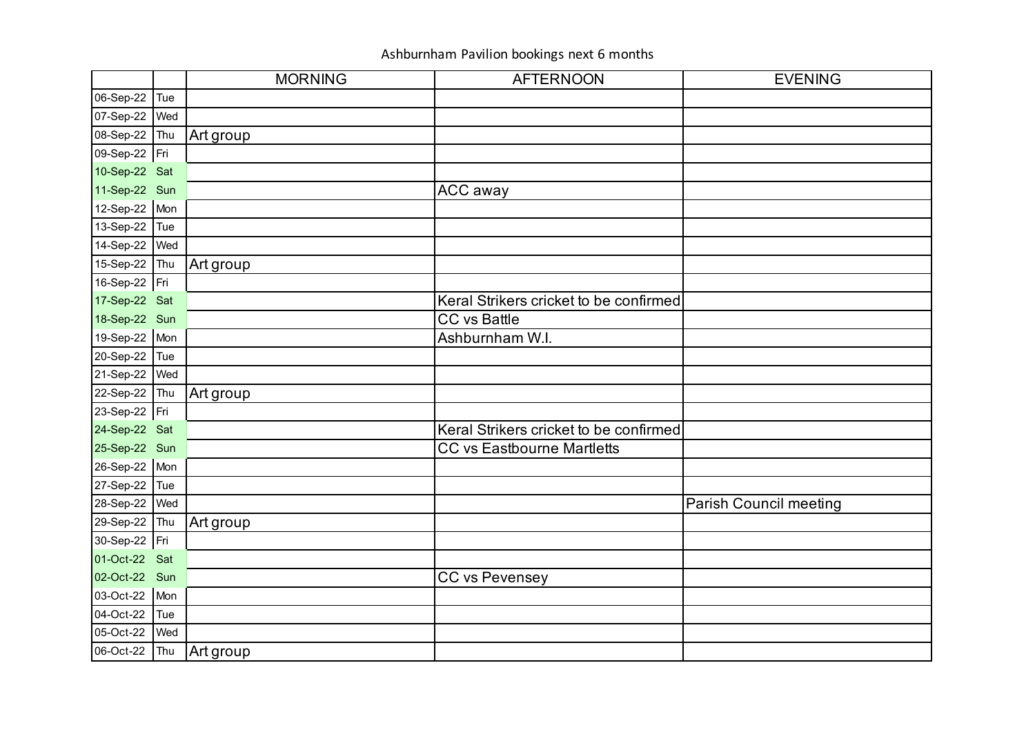Ashburnham Pavilion bookings next 6 months

| | | MORNING | AFTERNOON | EVENING |
|---|---|---|---|---|
| 06-Sep-22 | Tue | | | |
| 07-Sep-22 | Wed | | | |
| 08-Sep-22 | Thu | Art group | | |
| 09-Sep-22 | Fri | | | |
| 10-Sep-22 | Sat | | | |
| 11-Sep-22 | Sun | | ACC away | |
| 12-Sep-22 | Mon | | | |
| 13-Sep-22 | Tue | | | |
| 14-Sep-22 | Wed | | | |
| 15-Sep-22 | Thu | Art group | | |
| 16-Sep-22 | Fri | | | |
| 17-Sep-22 | Sat | | Keral Strikers cricket to be confirmed | |
| 18-Sep-22 | Sun | | CC vs Battle | |
| 19-Sep-22 | Mon | | Ashburnham W.I. | |
| 20-Sep-22 | Tue | | | |
| 21-Sep-22 | Wed | | | |
| 22-Sep-22 | Thu | Art group | | |
| 23-Sep-22 | Fri | | | |
| 24-Sep-22 | Sat | | Keral Strikers cricket to be confirmed | |
| 25-Sep-22 | Sun | | CC vs Eastbourne Martletts | |
| 26-Sep-22 | Mon | | | |
| 27-Sep-22 | Tue | | | |
| 28-Sep-22 | Wed | | | Parish Council meeting |
| 29-Sep-22 | Thu | Art group | | |
| 30-Sep-22 | Fri | | | |
| 01-Oct-22 | Sat | | | |
| 02-Oct-22 | Sun | | CC vs Pevensey | |
| 03-Oct-22 | Mon | | | |
| 04-Oct-22 | Tue | | | |
| 05-Oct-22 | Wed | | | |
| 06-Oct-22 | Thu | Art group | | |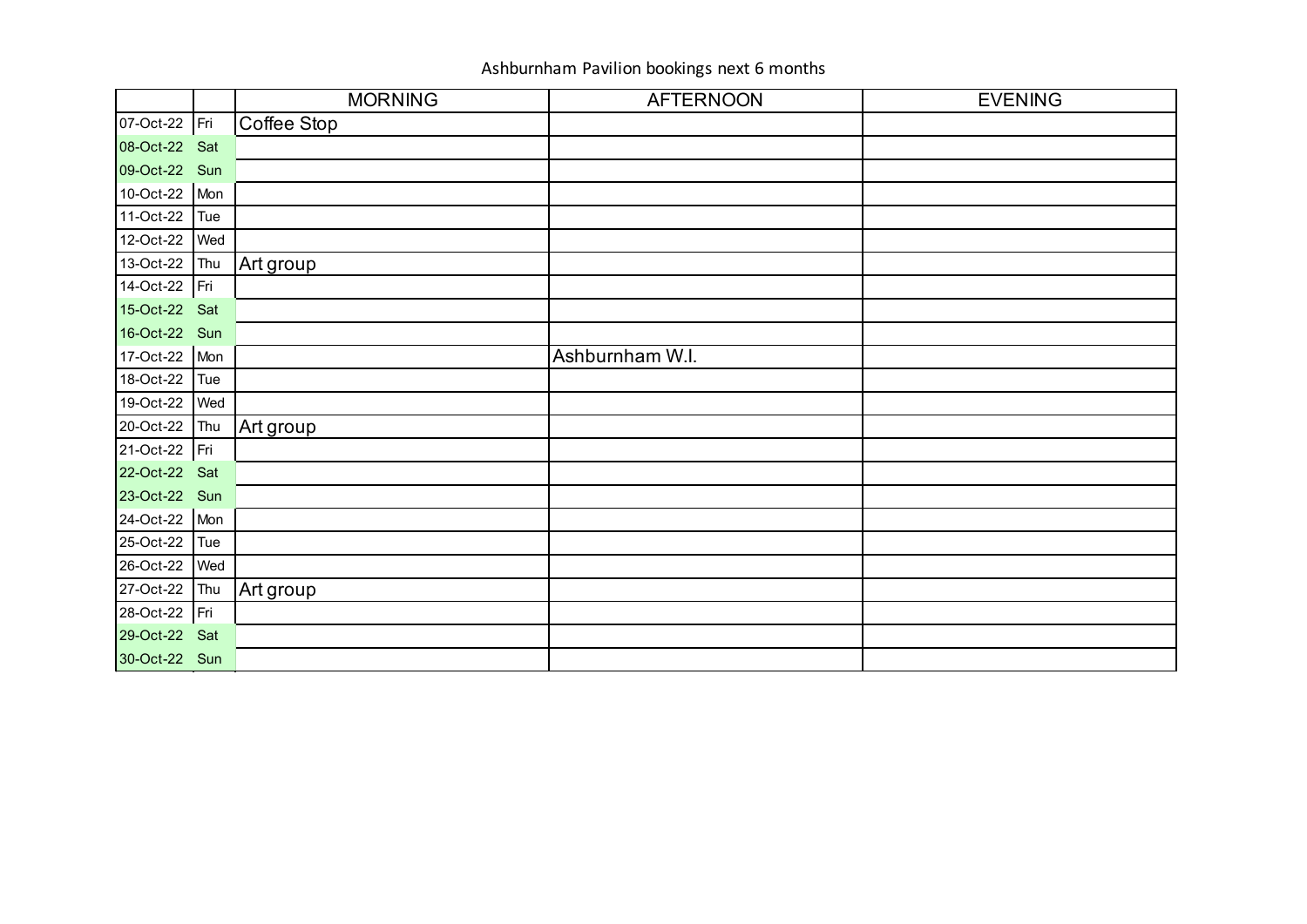Ashburnham Pavilion bookings next 6 months

| | | MORNING | AFTERNOON | EVENING |
|---|---|---|---|---|
| 07-Oct-22 | Fri | Coffee Stop | | |
| 08-Oct-22 | Sat | | | |
| 09-Oct-22 | Sun | | | |
| 10-Oct-22 | Mon | | | |
| 11-Oct-22 | Tue | | | |
| 12-Oct-22 | Wed | | | |
| 13-Oct-22 | Thu | Art group | | |
| 14-Oct-22 | Fri | | | |
| 15-Oct-22 | Sat | | | |
| 16-Oct-22 | Sun | | | |
| 17-Oct-22 | Mon | | Ashburnham W.I. | |
| 18-Oct-22 | Tue | | | |
| 19-Oct-22 | Wed | | | |
| 20-Oct-22 | Thu | Art group | | |
| 21-Oct-22 | Fri | | | |
| 22-Oct-22 | Sat | | | |
| 23-Oct-22 | Sun | | | |
| 24-Oct-22 | Mon | | | |
| 25-Oct-22 | Tue | | | |
| 26-Oct-22 | Wed | | | |
| 27-Oct-22 | Thu | Art group | | |
| 28-Oct-22 | Fri | | | |
| 29-Oct-22 | Sat | | | |
| 30-Oct-22 | Sun | | | |